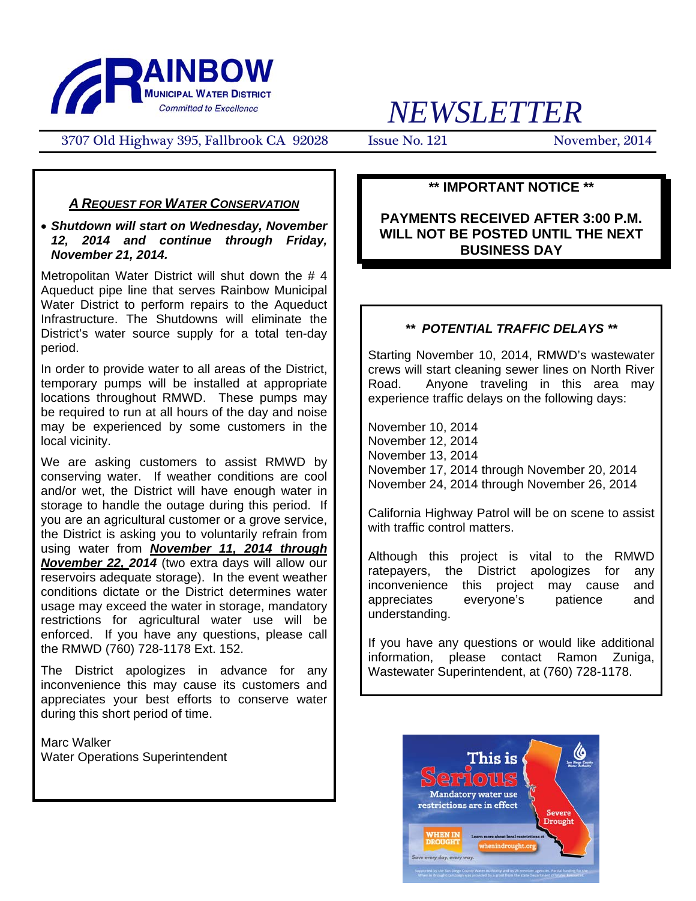# RAINBOW MUNICIPAL WATER DISTRICT

*Committed to Excellence*

# *NEWSLETTER*

3707 Old Highway 395, Fallbrook CA 92028 | Issue No. 121 | November, 2014

## ***A REQUEST FOR WATER CONSERVATION***

- ***Shutdown will start on Wednesday, November 12, 2014 and continue through Friday, November 21, 2014.***

Metropolitan Water District will shut down the # 4 Aqueduct pipe line that serves Rainbow Municipal Water District to perform repairs to the Aqueduct Infrastructure. The Shutdowns will eliminate the District's water source supply for a total ten-day period.

In order to provide water to all areas of the District, temporary pumps will be installed at appropriate locations throughout RMWD. These pumps may be required to run at all hours of the day and noise may be experienced by some customers in the local vicinity.

We are asking customers to assist RMWD by conserving water. If weather conditions are cool and/or wet, the District will have enough water in storage to handle the outage during this period. If you are an agricultural customer or a grove service, the District is asking you to voluntarily refrain from using water from ***November 11, 2014 through November 22, 2014*** (two extra days will allow our reservoirs adequate storage). In the event weather conditions dictate or the District determines water usage may exceed the water in storage, mandatory restrictions for agricultural water use will be enforced. If you have any questions, please call the RMWD (760) 728-1178 Ext. 152.

The District apologizes in advance for any inconvenience this may cause its customers and appreciates your best efforts to conserve water during this short period of time.

Marc Walker
Water Operations Superintendent

**** IMPORTANT NOTICE ****

**PAYMENTS RECEIVED AFTER 3:00 P.M. WILL NOT BE POSTED UNTIL THE NEXT BUSINESS DAY**

***** POTENTIAL TRAFFIC DELAYS *****

Starting November 10, 2014, RMWD's wastewater crews will start cleaning sewer lines on North River Road. Anyone traveling in this area may experience traffic delays on the following days:

November 10, 2014
November 12, 2014
November 13, 2014
November 17, 2014 through November 20, 2014
November 24, 2014 through November 26, 2014

California Highway Patrol will be on scene to assist with traffic control matters.

Although this project is vital to the RMWD ratepayers, the District apologizes for any inconvenience this project may cause and appreciates everyone's patience and understanding.

If you have any questions or would like additional information, please contact Ramon Zuniga, Wastewater Superintendent, at (760) 728-1178.

This is Serious
Mandatory water use restrictions are in effect
Severe Drought
WHEN IN DROUGHT
Learn more about local restrictions at whenindrought.org
Save every day, every way.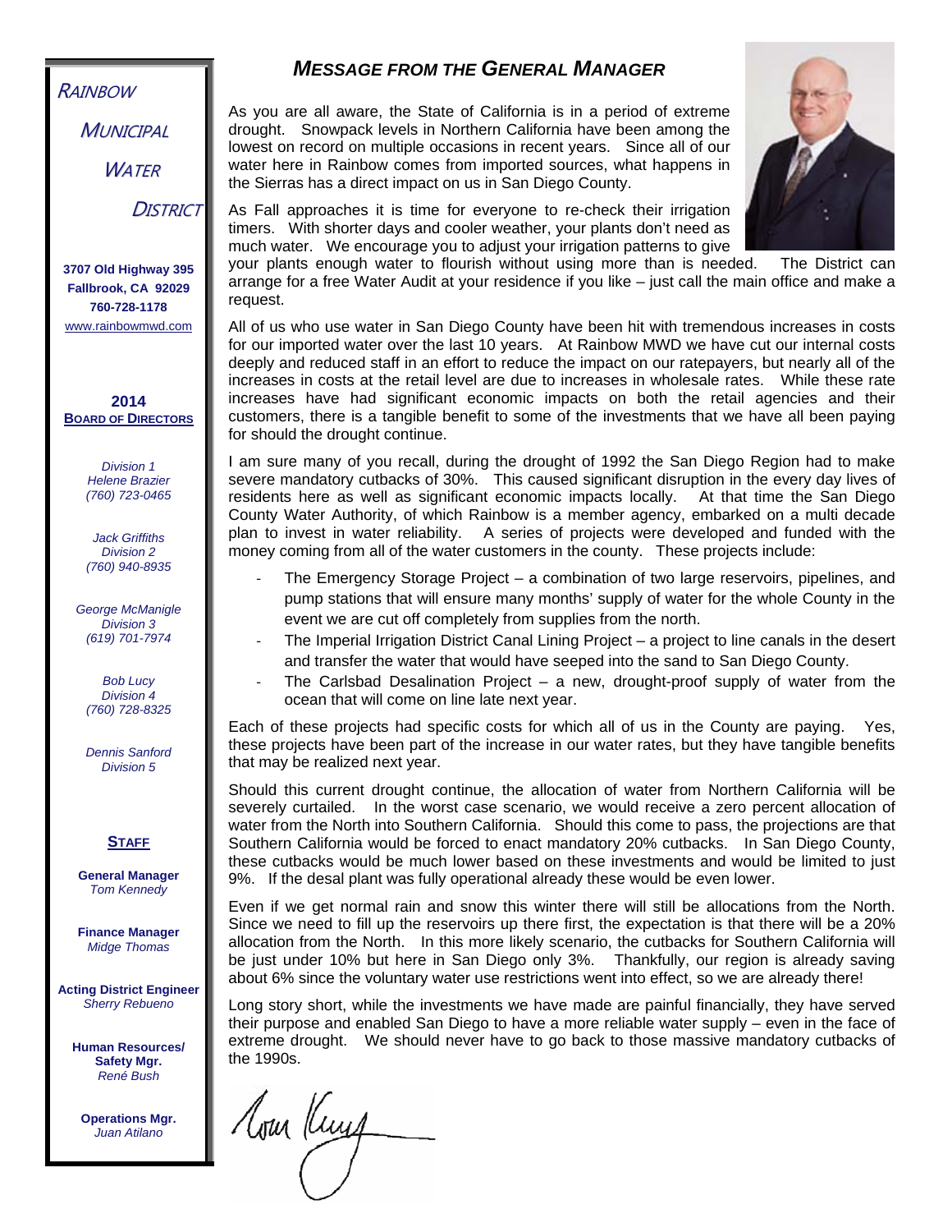# Rainbow Municipal Water District

**3707 Old Highway 395**
**Fallbrook, CA 92029**
**760-728-1178**
www.rainbowmwd.com

**2014**
**BOARD OF DIRECTORS**

*Division 1*
*Helene Brazier*
*(760) 723-0465*

*Jack Griffiths*
*Division 2*
*(760) 940-8935*

*George McManigle*
*Division 3*
*(619) 701-7974*

*Bob Lucy*
*Division 4*
*(760) 728-8325*

*Dennis Sanford*
*Division 5*

**STAFF**

**General Manager**
*Tom Kennedy*

**Finance Manager**
*Midge Thomas*

**Acting District Engineer**
*Sherry Rebueno*

**Human Resources/ Safety Mgr.**
*René Bush*

**Operations Mgr.**
*Juan Atilano*

## *MESSAGE FROM THE GENERAL MANAGER*

As you are all aware, the State of California is in a period of extreme drought. Snowpack levels in Northern California have been among the lowest on record on multiple occasions in recent years. Since all of our water here in Rainbow comes from imported sources, what happens in the Sierras has a direct impact on us in San Diego County.

As Fall approaches it is time for everyone to re-check their irrigation timers. With shorter days and cooler weather, your plants don't need as much water. We encourage you to adjust your irrigation patterns to give your plants enough water to flourish without using more than is needed. The District can arrange for a free Water Audit at your residence if you like – just call the main office and make a request.

All of us who use water in San Diego County have been hit with tremendous increases in costs for our imported water over the last 10 years. At Rainbow MWD we have cut our internal costs deeply and reduced staff in an effort to reduce the impact on our ratepayers, but nearly all of the increases in costs at the retail level are due to increases in wholesale rates. While these rate increases have had significant economic impacts on both the retail agencies and their customers, there is a tangible benefit to some of the investments that we have all been paying for should the drought continue.

I am sure many of you recall, during the drought of 1992 the San Diego Region had to make severe mandatory cutbacks of 30%. This caused significant disruption in the every day lives of residents here as well as significant economic impacts locally. At that time the San Diego County Water Authority, of which Rainbow is a member agency, embarked on a multi decade plan to invest in water reliability. A series of projects were developed and funded with the money coming from all of the water customers in the county. These projects include:

- The Emergency Storage Project – a combination of two large reservoirs, pipelines, and pump stations that will ensure many months' supply of water for the whole County in the event we are cut off completely from supplies from the north.
- The Imperial Irrigation District Canal Lining Project – a project to line canals in the desert and transfer the water that would have seeped into the sand to San Diego County.
- The Carlsbad Desalination Project – a new, drought-proof supply of water from the ocean that will come on line late next year.

Each of these projects had specific costs for which all of us in the County are paying. Yes, these projects have been part of the increase in our water rates, but they have tangible benefits that may be realized next year.

Should this current drought continue, the allocation of water from Northern California will be severely curtailed. In the worst case scenario, we would receive a zero percent allocation of water from the North into Southern California. Should this come to pass, the projections are that Southern California would be forced to enact mandatory 20% cutbacks. In San Diego County, these cutbacks would be much lower based on these investments and would be limited to just 9%. If the desal plant was fully operational already these would be even lower.

Even if we get normal rain and snow this winter there will still be allocations from the North. Since we need to fill up the reservoirs up there first, the expectation is that there will be a 20% allocation from the North. In this more likely scenario, the cutbacks for Southern California will be just under 10% but here in San Diego only 3%. Thankfully, our region is already saving about 6% since the voluntary water use restrictions went into effect, so we are already there!

Long story short, while the investments we have made are painful financially, they have served their purpose and enabled San Diego to have a more reliable water supply – even in the face of extreme drought. We should never have to go back to those massive mandatory cutbacks of the 1990s.

Tom Kennedy